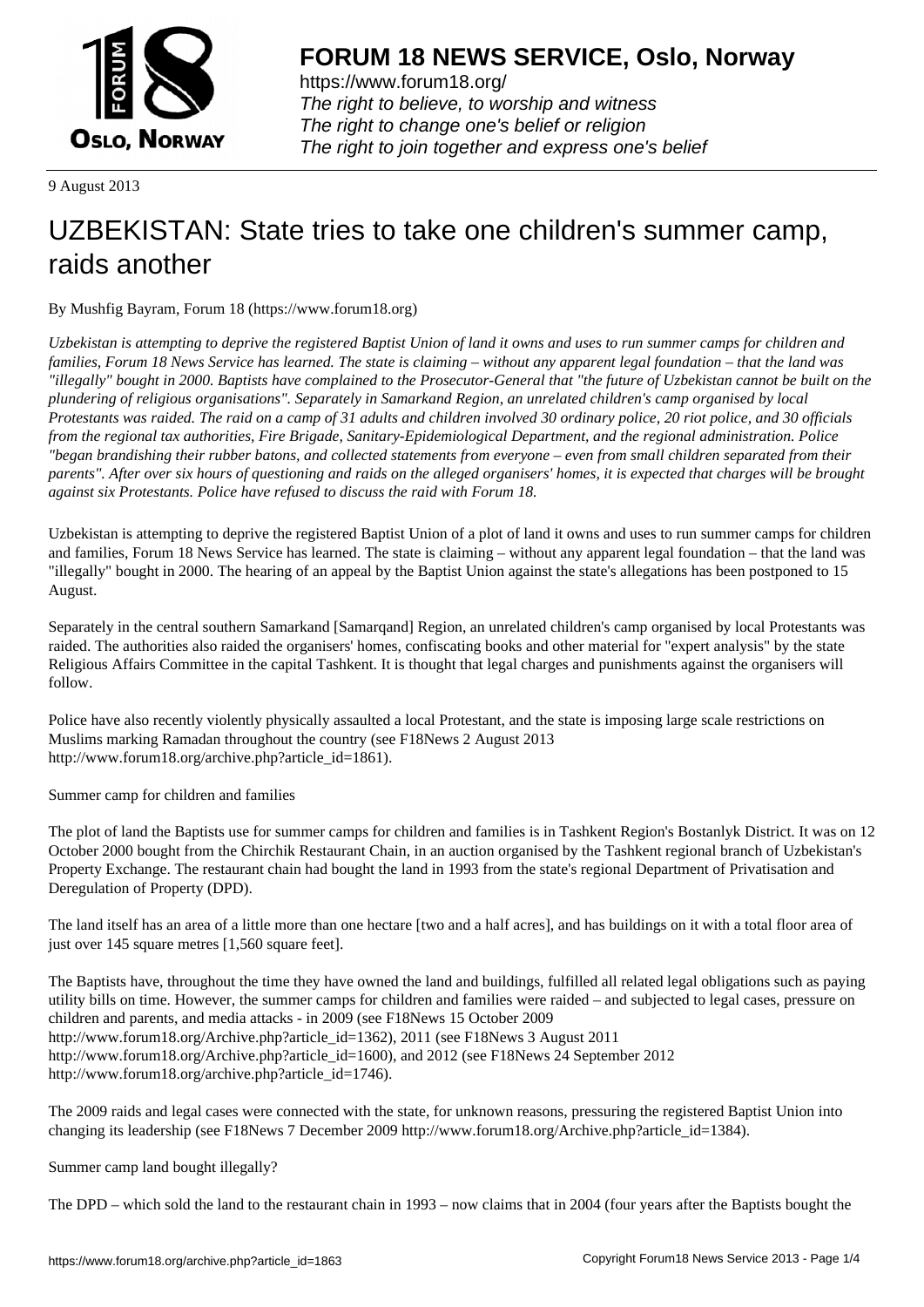# FORUM 18 NEWS SERVICE, Oslo, Norway

https://www.forum18.org/
*The right to believe, to worship and witness*
*The right to change one's belief or religion*
*The right to join together and express one's belief*

9 August 2013

# UZBEKISTAN: State tries to take one children's summer camp, raids another

By Mushfig Bayram, Forum 18 (https://www.forum18.org)

*Uzbekistan is attempting to deprive the registered Baptist Union of land it owns and uses to run summer camps for children and families, Forum 18 News Service has learned. The state is claiming – without any apparent legal foundation – that the land was "illegally" bought in 2000. Baptists have complained to the Prosecutor-General that "the future of Uzbekistan cannot be built on the plundering of religious organisations". Separately in Samarkand Region, an unrelated children's camp organised by local Protestants was raided. The raid on a camp of 31 adults and children involved 30 ordinary police, 20 riot police, and 30 officials from the regional tax authorities, Fire Brigade, Sanitary-Epidemiological Department, and the regional administration. Police "began brandishing their rubber batons, and collected statements from everyone – even from small children separated from their parents". After over six hours of questioning and raids on the alleged organisers' homes, it is expected that charges will be brought against six Protestants. Police have refused to discuss the raid with Forum 18.*

Uzbekistan is attempting to deprive the registered Baptist Union of a plot of land it owns and uses to run summer camps for children and families, Forum 18 News Service has learned. The state is claiming – without any apparent legal foundation – that the land was "illegally" bought in 2000. The hearing of an appeal by the Baptist Union against the state's allegations has been postponed to 15 August.

Separately in the central southern Samarkand [Samarqand] Region, an unrelated children's camp organised by local Protestants was raided. The authorities also raided the organisers' homes, confiscating books and other material for "expert analysis" by the state Religious Affairs Committee in the capital Tashkent. It is thought that legal charges and punishments against the organisers will follow.

Police have also recently violently physically assaulted a local Protestant, and the state is imposing large scale restrictions on Muslims marking Ramadan throughout the country (see F18News 2 August 2013 http://www.forum18.org/archive.php?article_id=1861).

Summer camp for children and families

The plot of land the Baptists use for summer camps for children and families is in Tashkent Region's Bostanlyk District. It was on 12 October 2000 bought from the Chirchik Restaurant Chain, in an auction organised by the Tashkent regional branch of Uzbekistan's Property Exchange. The restaurant chain had bought the land in 1993 from the state's regional Department of Privatisation and Deregulation of Property (DPD).

The land itself has an area of a little more than one hectare [two and a half acres], and has buildings on it with a total floor area of just over 145 square metres [1,560 square feet].

The Baptists have, throughout the time they have owned the land and buildings, fulfilled all related legal obligations such as paying utility bills on time. However, the summer camps for children and families were raided – and subjected to legal cases, pressure on children and parents, and media attacks - in 2009 (see F18News 15 October 2009 http://www.forum18.org/Archive.php?article_id=1362), 2011 (see F18News 3 August 2011 http://www.forum18.org/Archive.php?article_id=1600), and 2012 (see F18News 24 September 2012 http://www.forum18.org/archive.php?article_id=1746).

The 2009 raids and legal cases were connected with the state, for unknown reasons, pressuring the registered Baptist Union into changing its leadership (see F18News 7 December 2009 http://www.forum18.org/Archive.php?article_id=1384).

Summer camp land bought illegally?

The DPD – which sold the land to the restaurant chain in 1993 – now claims that in 2004 (four years after the Baptists bought the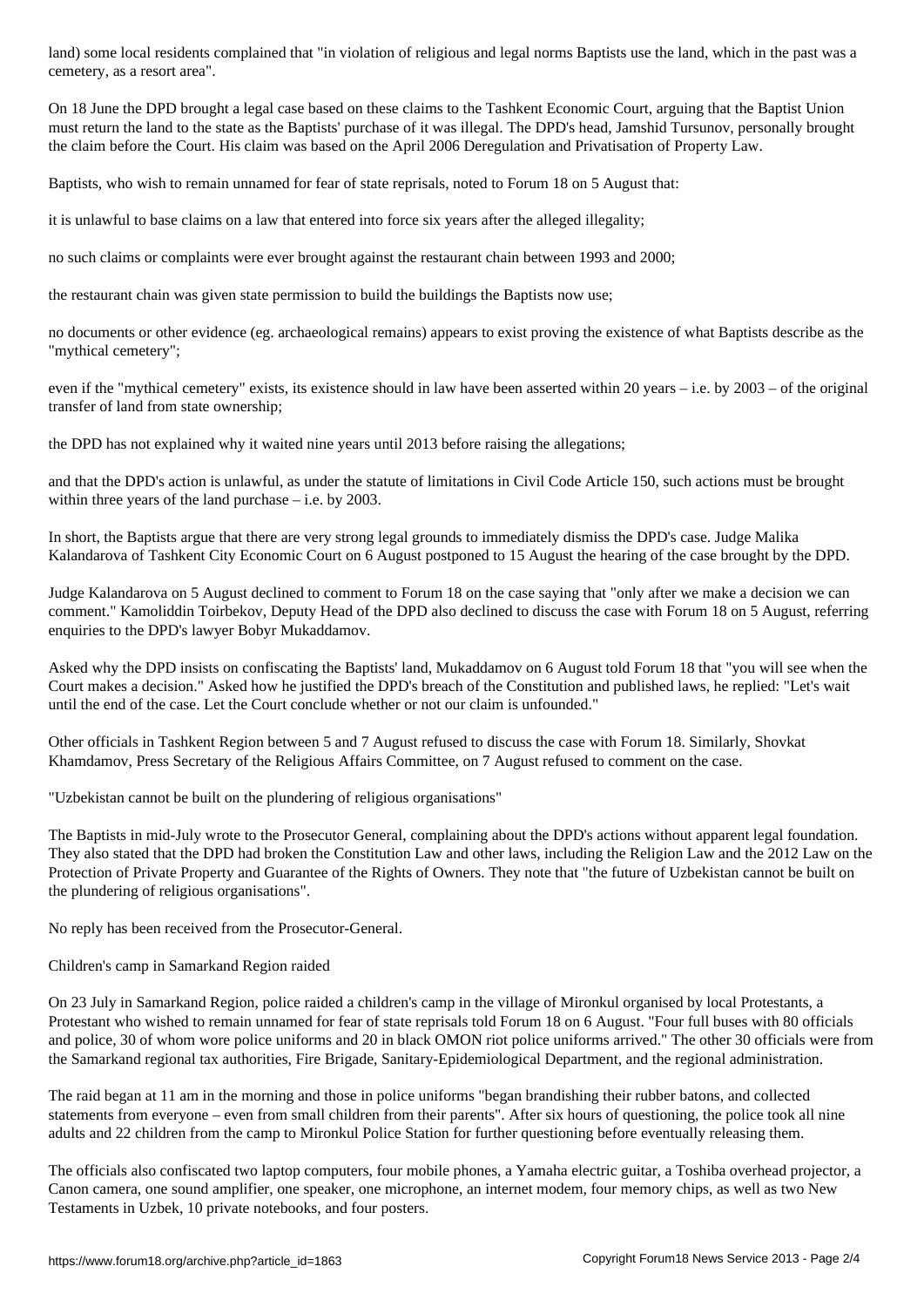land) some local residents complained that "in violation of religious and legal norms Baptists use the land, which in the past was a cemetery, as a resort area".

On 18 June the DPD brought a legal case based on these claims to the Tashkent Economic Court, arguing that the Baptist Union must return the land to the state as the Baptists' purchase of it was illegal. The DPD's head, Jamshid Tursunov, personally brought the claim before the Court. His claim was based on the April 2006 Deregulation and Privatisation of Property Law.

Baptists, who wish to remain unnamed for fear of state reprisals, noted to Forum 18 on 5 August that:

it is unlawful to base claims on a law that entered into force six years after the alleged illegality;

no such claims or complaints were ever brought against the restaurant chain between 1993 and 2000;

the restaurant chain was given state permission to build the buildings the Baptists now use;

no documents or other evidence (eg. archaeological remains) appears to exist proving the existence of what Baptists describe as the "mythical cemetery";

even if the "mythical cemetery" exists, its existence should in law have been asserted within 20 years – i.e. by 2003 – of the original transfer of land from state ownership;

the DPD has not explained why it waited nine years until 2013 before raising the allegations;

and that the DPD's action is unlawful, as under the statute of limitations in Civil Code Article 150, such actions must be brought within three years of the land purchase – i.e. by 2003.

In short, the Baptists argue that there are very strong legal grounds to immediately dismiss the DPD's case. Judge Malika Kalandarova of Tashkent City Economic Court on 6 August postponed to 15 August the hearing of the case brought by the DPD.

Judge Kalandarova on 5 August declined to comment to Forum 18 on the case saying that "only after we make a decision we can comment." Kamoliddin Toirbekov, Deputy Head of the DPD also declined to discuss the case with Forum 18 on 5 August, referring enquiries to the DPD's lawyer Bobyr Mukaddamov.

Asked why the DPD insists on confiscating the Baptists' land, Mukaddamov on 6 August told Forum 18 that "you will see when the Court makes a decision." Asked how he justified the DPD's breach of the Constitution and published laws, he replied: "Let's wait until the end of the case. Let the Court conclude whether or not our claim is unfounded."

Other officials in Tashkent Region between 5 and 7 August refused to discuss the case with Forum 18. Similarly, Shovkat Khamdamov, Press Secretary of the Religious Affairs Committee, on 7 August refused to comment on the case.

## "Uzbekistan cannot be built on the plundering of religious organisations"

The Baptists in mid-July wrote to the Prosecutor General, complaining about the DPD's actions without apparent legal foundation. They also stated that the DPD had broken the Constitution Law and other laws, including the Religion Law and the 2012 Law on the Protection of Private Property and Guarantee of the Rights of Owners. They note that "the future of Uzbekistan cannot be built on the plundering of religious organisations".

No reply has been received from the Prosecutor-General.

## Children's camp in Samarkand Region raided

On 23 July in Samarkand Region, police raided a children's camp in the village of Mironkul organised by local Protestants, a Protestant who wished to remain unnamed for fear of state reprisals told Forum 18 on 6 August. "Four full buses with 80 officials and police, 30 of whom wore police uniforms and 20 in black OMON riot police uniforms arrived." The other 30 officials were from the Samarkand regional tax authorities, Fire Brigade, Sanitary-Epidemiological Department, and the regional administration.

The raid began at 11 am in the morning and those in police uniforms "began brandishing their rubber batons, and collected statements from everyone – even from small children from their parents". After six hours of questioning, the police took all nine adults and 22 children from the camp to Mironkul Police Station for further questioning before eventually releasing them.

The officials also confiscated two laptop computers, four mobile phones, a Yamaha electric guitar, a Toshiba overhead projector, a Canon camera, one sound amplifier, one speaker, one microphone, an internet modem, four memory chips, as well as two New Testaments in Uzbek, 10 private notebooks, and four posters.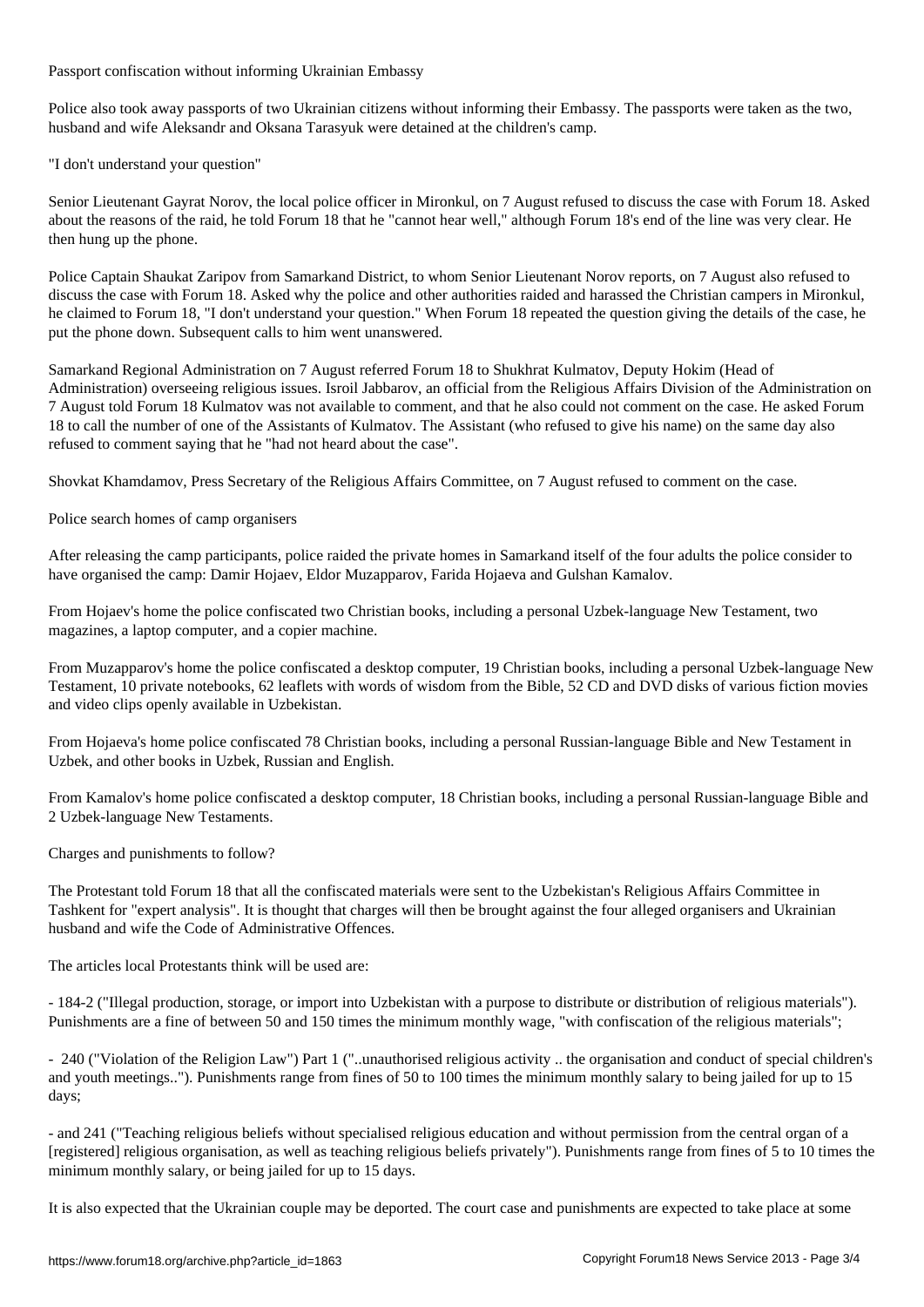## Passport confiscation without informing Ukrainian Embassy

Police also took away passports of two Ukrainian citizens without informing their Embassy. The passports were taken as the two, husband and wife Aleksandr and Oksana Tarasyuk were detained at the children's camp.

## "I don't understand your question"

Senior Lieutenant Gayrat Norov, the local police officer in Mironkul, on 7 August refused to discuss the case with Forum 18. Asked about the reasons of the raid, he told Forum 18 that he "cannot hear well," although Forum 18's end of the line was very clear. He then hung up the phone.

Police Captain Shaukat Zaripov from Samarkand District, to whom Senior Lieutenant Norov reports, on 7 August also refused to discuss the case with Forum 18. Asked why the police and other authorities raided and harassed the Christian campers in Mironkul, he claimed to Forum 18, "I don't understand your question." When Forum 18 repeated the question giving the details of the case, he put the phone down. Subsequent calls to him went unanswered.

Samarkand Regional Administration on 7 August referred Forum 18 to Shukhrat Kulmatov, Deputy Hokim (Head of Administration) overseeing religious issues. Isroil Jabbarov, an official from the Religious Affairs Division of the Administration on 7 August told Forum 18 Kulmatov was not available to comment, and that he also could not comment on the case. He asked Forum 18 to call the number of one of the Assistants of Kulmatov. The Assistant (who refused to give his name) on the same day also refused to comment saying that he "had not heard about the case".

Shovkat Khamdamov, Press Secretary of the Religious Affairs Committee, on 7 August refused to comment on the case.

## Police search homes of camp organisers

After releasing the camp participants, police raided the private homes in Samarkand itself of the four adults the police consider to have organised the camp: Damir Hojaev, Eldor Muzapparov, Farida Hojaeva and Gulshan Kamalov.

From Hojaev's home the police confiscated two Christian books, including a personal Uzbek-language New Testament, two magazines, a laptop computer, and a copier machine.

From Muzapparov's home the police confiscated a desktop computer, 19 Christian books, including a personal Uzbek-language New Testament, 10 private notebooks, 62 leaflets with words of wisdom from the Bible, 52 CD and DVD disks of various fiction movies and video clips openly available in Uzbekistan.

From Hojaeva's home police confiscated 78 Christian books, including a personal Russian-language Bible and New Testament in Uzbek, and other books in Uzbek, Russian and English.

From Kamalov's home police confiscated a desktop computer, 18 Christian books, including a personal Russian-language Bible and 2 Uzbek-language New Testaments.

## Charges and punishments to follow?

The Protestant told Forum 18 that all the confiscated materials were sent to the Uzbekistan's Religious Affairs Committee in Tashkent for "expert analysis". It is thought that charges will then be brought against the four alleged organisers and Ukrainian husband and wife the Code of Administrative Offences.

The articles local Protestants think will be used are:

- 184-2 ("Illegal production, storage, or import into Uzbekistan with a purpose to distribute or distribution of religious materials"). Punishments are a fine of between 50 and 150 times the minimum monthly wage, "with confiscation of the religious materials";

- 240 ("Violation of the Religion Law") Part 1 ("..unauthorised religious activity .. the organisation and conduct of special children's and youth meetings.."). Punishments range from fines of 50 to 100 times the minimum monthly salary to being jailed for up to 15 days;

- and 241 ("Teaching religious beliefs without specialised religious education and without permission from the central organ of a [registered] religious organisation, as well as teaching religious beliefs privately"). Punishments range from fines of 5 to 10 times the minimum monthly salary, or being jailed for up to 15 days.

It is also expected that the Ukrainian couple may be deported. The court case and punishments are expected to take place at some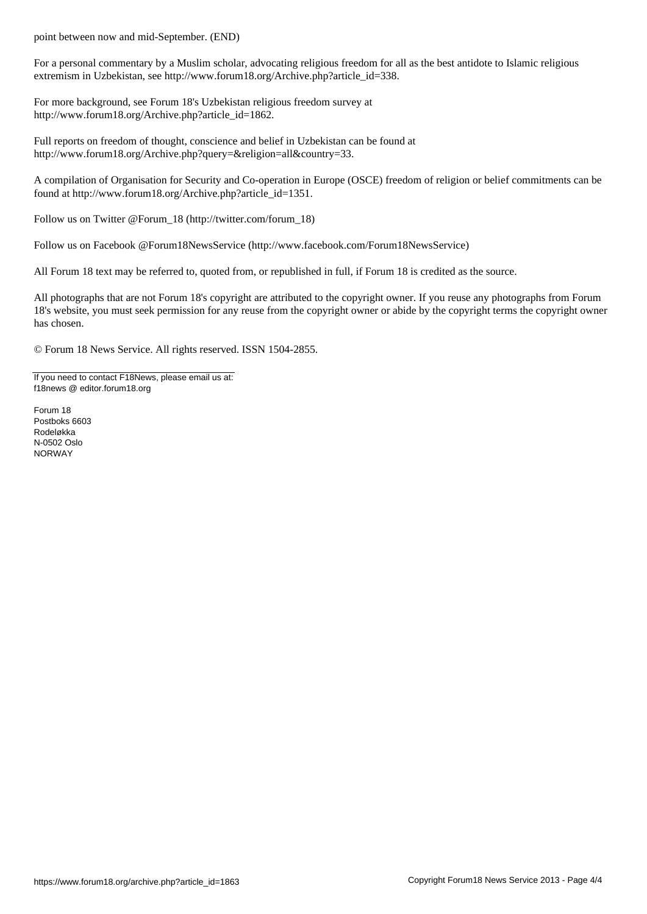point between now and mid-September. (END)

For a personal commentary by a Muslim scholar, advocating religious freedom for all as the best antidote to Islamic religious extremism in Uzbekistan, see http://www.forum18.org/Archive.php?article_id=338.

For more background, see Forum 18's Uzbekistan religious freedom survey at http://www.forum18.org/Archive.php?article_id=1862.

Full reports on freedom of thought, conscience and belief in Uzbekistan can be found at http://www.forum18.org/Archive.php?query=&religion=all&country=33.

A compilation of Organisation for Security and Co-operation in Europe (OSCE) freedom of religion or belief commitments can be found at http://www.forum18.org/Archive.php?article_id=1351.

Follow us on Twitter @Forum_18 (http://twitter.com/forum_18)

Follow us on Facebook @Forum18NewsService (http://www.facebook.com/Forum18NewsService)

All Forum 18 text may be referred to, quoted from, or republished in full, if Forum 18 is credited as the source.

All photographs that are not Forum 18's copyright are attributed to the copyright owner. If you reuse any photographs from Forum 18's website, you must seek permission for any reuse from the copyright owner or abide by the copyright terms the copyright owner has chosen.

© Forum 18 News Service. All rights reserved. ISSN 1504-2855.

If you need to contact F18News, please email us at:
f18news @ editor.forum18.org

Forum 18
Postboks 6603
Rodeløkka
N-0502 Oslo
NORWAY